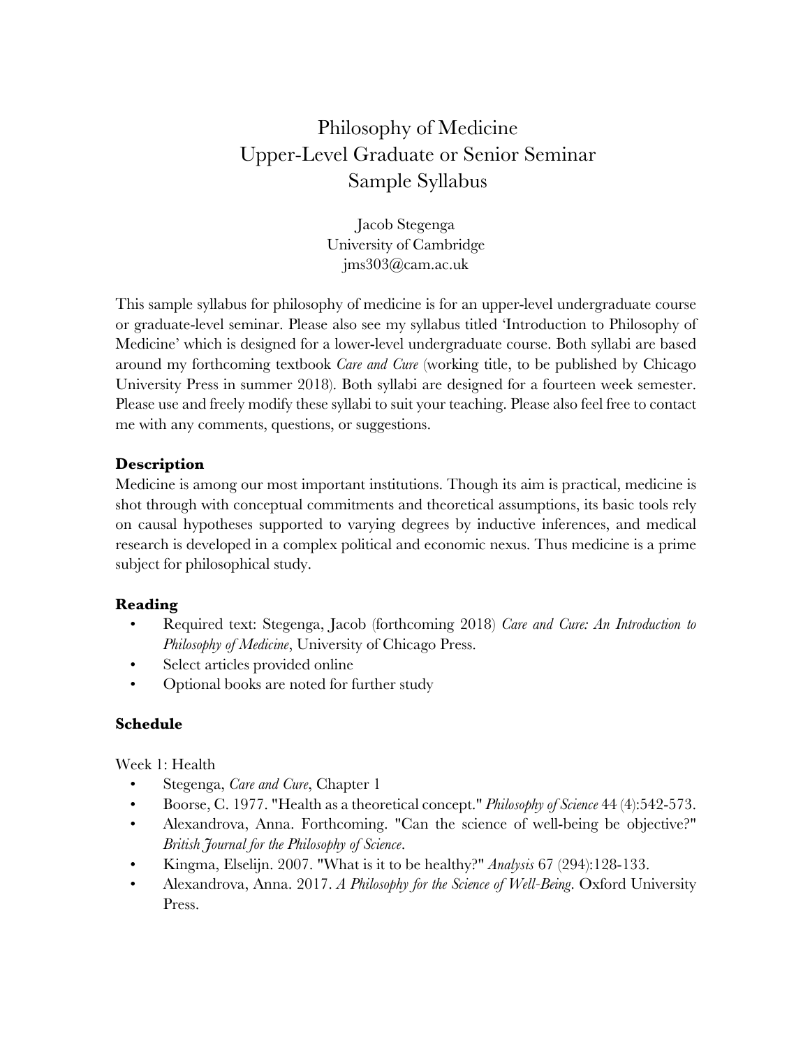# Philosophy of Medicine
# Upper-Level Graduate or Senior Seminar
# Sample Syllabus

Jacob Stegenga
University of Cambridge
jms303@cam.ac.uk

This sample syllabus for philosophy of medicine is for an upper-level undergraduate course or graduate-level seminar. Please also see my syllabus titled 'Introduction to Philosophy of Medicine' which is designed for a lower-level undergraduate course. Both syllabi are based around my forthcoming textbook *Care and Cure* (working title, to be published by Chicago University Press in summer 2018). Both syllabi are designed for a fourteen week semester. Please use and freely modify these syllabi to suit your teaching. Please also feel free to contact me with any comments, questions, or suggestions.

**Description**

Medicine is among our most important institutions. Though its aim is practical, medicine is shot through with conceptual commitments and theoretical assumptions, its basic tools rely on causal hypotheses supported to varying degrees by inductive inferences, and medical research is developed in a complex political and economic nexus. Thus medicine is a prime subject for philosophical study.

**Reading**

- Required text: Stegenga, Jacob (forthcoming 2018) *Care and Cure: An Introduction to Philosophy of Medicine*, University of Chicago Press.
- Select articles provided online
- Optional books are noted for further study

**Schedule**

Week 1: Health

- Stegenga, *Care and Cure*, Chapter 1
- Boorse, C. 1977. "Health as a theoretical concept." *Philosophy of Science* 44 (4):542-573.
- Alexandrova, Anna. Forthcoming. "Can the science of well-being be objective?" *British Journal for the Philosophy of Science*.
- Kingma, Elselijn. 2007. "What is it to be healthy?" *Analysis* 67 (294):128-133.
- Alexandrova, Anna. 2017. *A Philosophy for the Science of Well-Being*. Oxford University Press.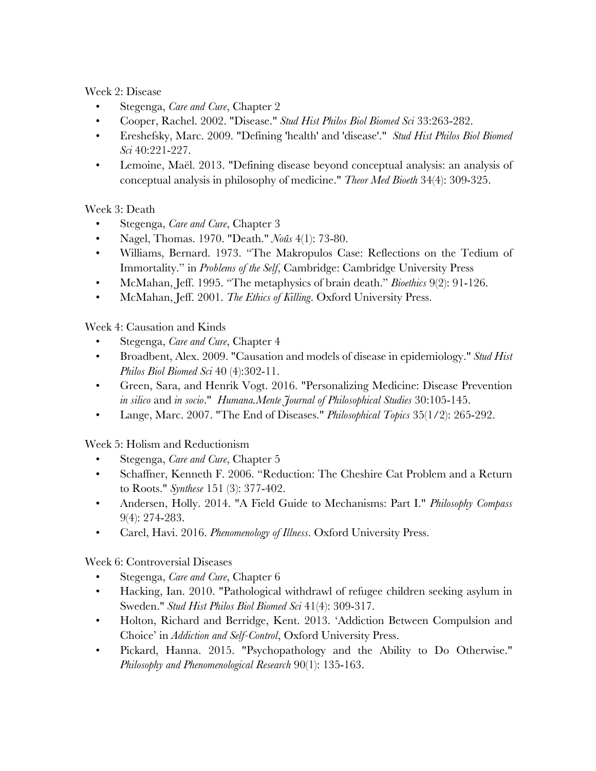Week 2: Disease

- Stegenga, *Care and Cure*, Chapter 2
- Cooper, Rachel. 2002. "Disease." *Stud Hist Philos Biol Biomed Sci* 33:263-282.
- Ereshefsky, Marc. 2009. "Defining 'health' and 'disease'." *Stud Hist Philos Biol Biomed Sci* 40:221-227.
- Lemoine, Maël. 2013. "Defining disease beyond conceptual analysis: an analysis of conceptual analysis in philosophy of medicine." *Theor Med Bioeth* 34(4): 309-325.

Week 3: Death

- Stegenga, *Care and Cure*, Chapter 3
- Nagel, Thomas. 1970. "Death." *Noûs* 4(1): 73-80.
- Williams, Bernard. 1973. "The Makropulos Case: Reflections on the Tedium of Immortality." in *Problems of the Self*, Cambridge: Cambridge University Press
- McMahan, Jeff. 1995. "The metaphysics of brain death." *Bioethics* 9(2): 91-126.
- McMahan, Jeff. 2001. *The Ethics of Killing*. Oxford University Press.

Week 4: Causation and Kinds

- Stegenga, *Care and Cure*, Chapter 4
- Broadbent, Alex. 2009. "Causation and models of disease in epidemiology." *Stud Hist Philos Biol Biomed Sci* 40 (4):302-11.
- Green, Sara, and Henrik Vogt. 2016. "Personalizing Medicine: Disease Prevention *in silico* and *in socio*." *Humana.Mente Journal of Philosophical Studies* 30:105-145.
- Lange, Marc. 2007. "The End of Diseases." *Philosophical Topics* 35(1/2): 265-292.

Week 5: Holism and Reductionism

- Stegenga, *Care and Cure*, Chapter 5
- Schaffner, Kenneth F. 2006. "Reduction: The Cheshire Cat Problem and a Return to Roots." *Synthese* 151 (3): 377-402.
- Andersen, Holly. 2014. "A Field Guide to Mechanisms: Part I." *Philosophy Compass* 9(4): 274-283.
- Carel, Havi. 2016. *Phenomenology of Illness*. Oxford University Press.

Week 6: Controversial Diseases

- Stegenga, *Care and Cure*, Chapter 6
- Hacking, Ian. 2010. "Pathological withdrawl of refugee children seeking asylum in Sweden." *Stud Hist Philos Biol Biomed Sci* 41(4): 309-317.
- Holton, Richard and Berridge, Kent. 2013. 'Addiction Between Compulsion and Choice' in *Addiction and Self-Control*, Oxford University Press.
- Pickard, Hanna. 2015. "Psychopathology and the Ability to Do Otherwise." *Philosophy and Phenomenological Research* 90(1): 135-163.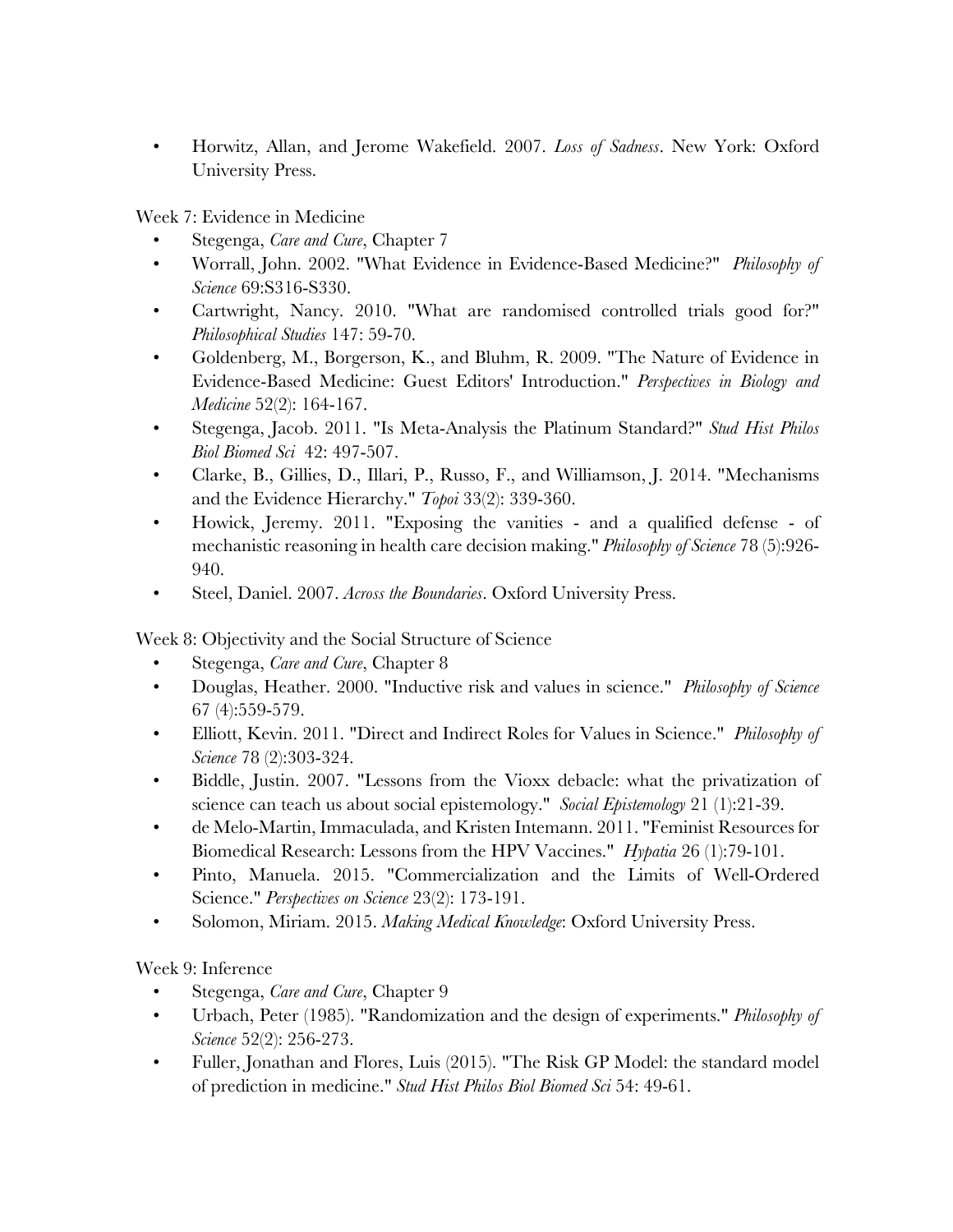- Horwitz, Allan, and Jerome Wakefield. 2007. *Loss of Sadness*. New York: Oxford University Press.

Week 7: Evidence in Medicine

- Stegenga, *Care and Cure*, Chapter 7
- Worrall, John. 2002. "What Evidence in Evidence-Based Medicine?" *Philosophy of Science* 69:S316-S330.
- Cartwright, Nancy. 2010. "What are randomised controlled trials good for?" *Philosophical Studies* 147: 59-70.
- Goldenberg, M., Borgerson, K., and Bluhm, R. 2009. "The Nature of Evidence in Evidence-Based Medicine: Guest Editors' Introduction." *Perspectives in Biology and Medicine* 52(2): 164-167.
- Stegenga, Jacob. 2011. "Is Meta-Analysis the Platinum Standard?" *Stud Hist Philos Biol Biomed Sci* 42: 497-507.
- Clarke, B., Gillies, D., Illari, P., Russo, F., and Williamson, J. 2014. "Mechanisms and the Evidence Hierarchy." *Topoi* 33(2): 339-360.
- Howick, Jeremy. 2011. "Exposing the vanities - and a qualified defense - of mechanistic reasoning in health care decision making." *Philosophy of Science* 78 (5):926-940.
- Steel, Daniel. 2007. *Across the Boundaries*. Oxford University Press.

Week 8: Objectivity and the Social Structure of Science

- Stegenga, *Care and Cure*, Chapter 8
- Douglas, Heather. 2000. "Inductive risk and values in science." *Philosophy of Science* 67 (4):559-579.
- Elliott, Kevin. 2011. "Direct and Indirect Roles for Values in Science." *Philosophy of Science* 78 (2):303-324.
- Biddle, Justin. 2007. "Lessons from the Vioxx debacle: what the privatization of science can teach us about social epistemology." *Social Epistemology* 21 (1):21-39.
- de Melo-Martin, Immaculada, and Kristen Intemann. 2011. "Feminist Resources for Biomedical Research: Lessons from the HPV Vaccines." *Hypatia* 26 (1):79-101.
- Pinto, Manuela. 2015. "Commercialization and the Limits of Well-Ordered Science." *Perspectives on Science* 23(2): 173-191.
- Solomon, Miriam. 2015. *Making Medical Knowledge*: Oxford University Press.

Week 9: Inference

- Stegenga, *Care and Cure*, Chapter 9
- Urbach, Peter (1985). "Randomization and the design of experiments." *Philosophy of Science* 52(2): 256-273.
- Fuller, Jonathan and Flores, Luis (2015). "The Risk GP Model: the standard model of prediction in medicine." *Stud Hist Philos Biol Biomed Sci* 54: 49-61.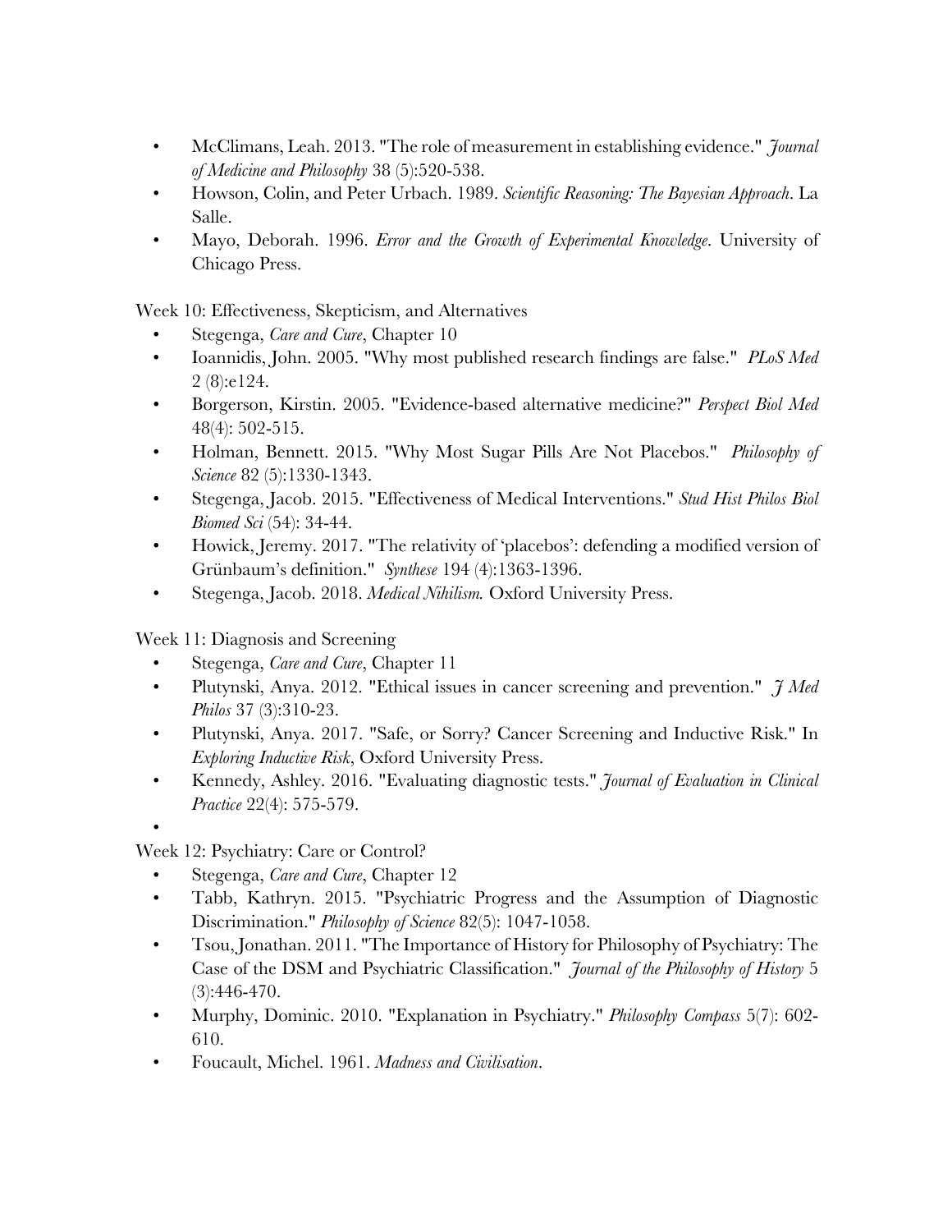- McClimans, Leah. 2013. "The role of measurement in establishing evidence." *Journal of Medicine and Philosophy* 38 (5):520-538.
- Howson, Colin, and Peter Urbach. 1989. *Scientific Reasoning: The Bayesian Approach*. La Salle.
- Mayo, Deborah. 1996. *Error and the Growth of Experimental Knowledge*. University of Chicago Press.

Week 10: Effectiveness, Skepticism, and Alternatives

- Stegenga, *Care and Cure*, Chapter 10
- Ioannidis, John. 2005. "Why most published research findings are false." *PLoS Med* 2 (8):e124.
- Borgerson, Kirstin. 2005. "Evidence-based alternative medicine?" *Perspect Biol Med* 48(4): 502-515.
- Holman, Bennett. 2015. "Why Most Sugar Pills Are Not Placebos." *Philosophy of Science* 82 (5):1330-1343.
- Stegenga, Jacob. 2015. "Effectiveness of Medical Interventions." *Stud Hist Philos Biol Biomed Sci* (54): 34-44.
- Howick, Jeremy. 2017. "The relativity of 'placebos': defending a modified version of Grünbaum's definition." *Synthese* 194 (4):1363-1396.
- Stegenga, Jacob. 2018. *Medical Nihilism.* Oxford University Press.

Week 11: Diagnosis and Screening

- Stegenga, *Care and Cure*, Chapter 11
- Plutynski, Anya. 2012. "Ethical issues in cancer screening and prevention." *J Med Philos* 37 (3):310-23.
- Plutynski, Anya. 2017. "Safe, or Sorry? Cancer Screening and Inductive Risk." In *Exploring Inductive Risk*, Oxford University Press.
- Kennedy, Ashley. 2016. "Evaluating diagnostic tests." *Journal of Evaluation in Clinical Practice* 22(4): 575-579.

Week 12: Psychiatry: Care or Control?

- Stegenga, *Care and Cure*, Chapter 12
- Tabb, Kathryn. 2015. "Psychiatric Progress and the Assumption of Diagnostic Discrimination." *Philosophy of Science* 82(5): 1047-1058.
- Tsou, Jonathan. 2011. "The Importance of History for Philosophy of Psychiatry: The Case of the DSM and Psychiatric Classification." *Journal of the Philosophy of History* 5 (3):446-470.
- Murphy, Dominic. 2010. "Explanation in Psychiatry." *Philosophy Compass* 5(7): 602-610.
- Foucault, Michel. 1961. *Madness and Civilisation*.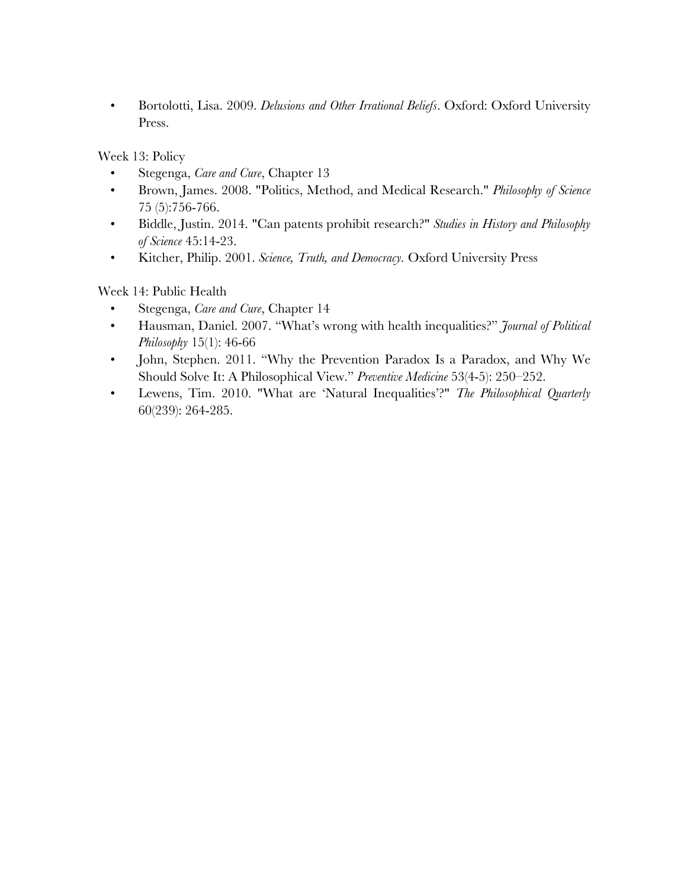- Bortolotti, Lisa. 2009. *Delusions and Other Irrational Beliefs*. Oxford: Oxford University Press.

Week 13: Policy

- Stegenga, *Care and Cure*, Chapter 13
- Brown, James. 2008. "Politics, Method, and Medical Research." *Philosophy of Science* 75 (5):756-766.
- Biddle, Justin. 2014. "Can patents prohibit research?" *Studies in History and Philosophy of Science* 45:14-23.
- Kitcher, Philip. 2001. *Science, Truth, and Democracy.* Oxford University Press

Week 14: Public Health

- Stegenga, *Care and Cure*, Chapter 14
- Hausman, Daniel. 2007. "What's wrong with health inequalities?" *Journal of Political Philosophy* 15(1): 46-66
- John, Stephen. 2011. "Why the Prevention Paradox Is a Paradox, and Why We Should Solve It: A Philosophical View." *Preventive Medicine* 53(4-5): 250–252.
- Lewens, Tim. 2010. "What are 'Natural Inequalities'?" *The Philosophical Quarterly* 60(239): 264-285.